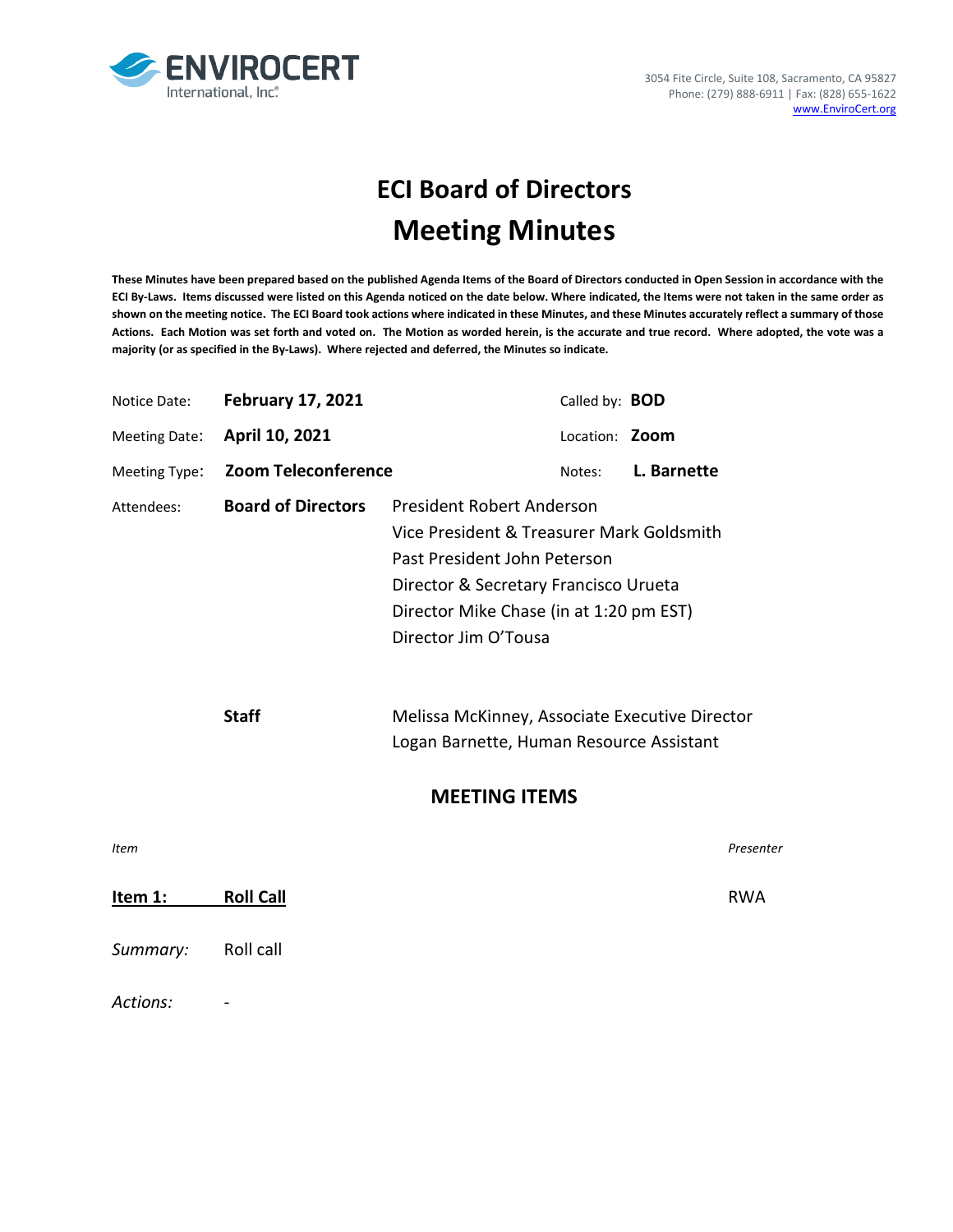ENVIROCERT International, Inc.®

3054 Fite Circle, Suite 108, Sacramento, CA 95827
Phone: (279) 888-6911 | Fax: (828) 655-1622
www.EnviroCert.org

# ECI Board of Directors
# Meeting Minutes

**These Minutes have been prepared based on the published Agenda Items of the Board of Directors conducted in Open Session in accordance with the ECI By-Laws. Items discussed were listed on this Agenda noticed on the date below. Where indicated, the Items were not taken in the same order as shown on the meeting notice. The ECI Board took actions where indicated in these Minutes, and these Minutes accurately reflect a summary of those Actions. Each Motion was set forth and voted on. The Motion as worded herein, is the accurate and true record. Where adopted, the vote was a majority (or as specified in the By-Laws). Where rejected and deferred, the Minutes so indicate.**

Notice Date: **February 17, 2021**  Called by: **BOD**

Meeting Date: **April 10, 2021**  Location: **Zoom**

Meeting Type: **Zoom Teleconference**  Notes: **L. Barnette**

Attendees: **Board of Directors**
- President Robert Anderson
- Vice President & Treasurer Mark Goldsmith
- Past President John Peterson
- Director & Secretary Francisco Urueta
- Director Mike Chase (in at 1:20 pm EST)
- Director Jim O'Tousa

**Staff**
- Melissa McKinney, Associate Executive Director
- Logan Barnette, Human Resource Assistant

## MEETING ITEMS

*Item* *Presenter*

**Item 1: Roll Call** RWA

*Summary:* Roll call

*Actions:* -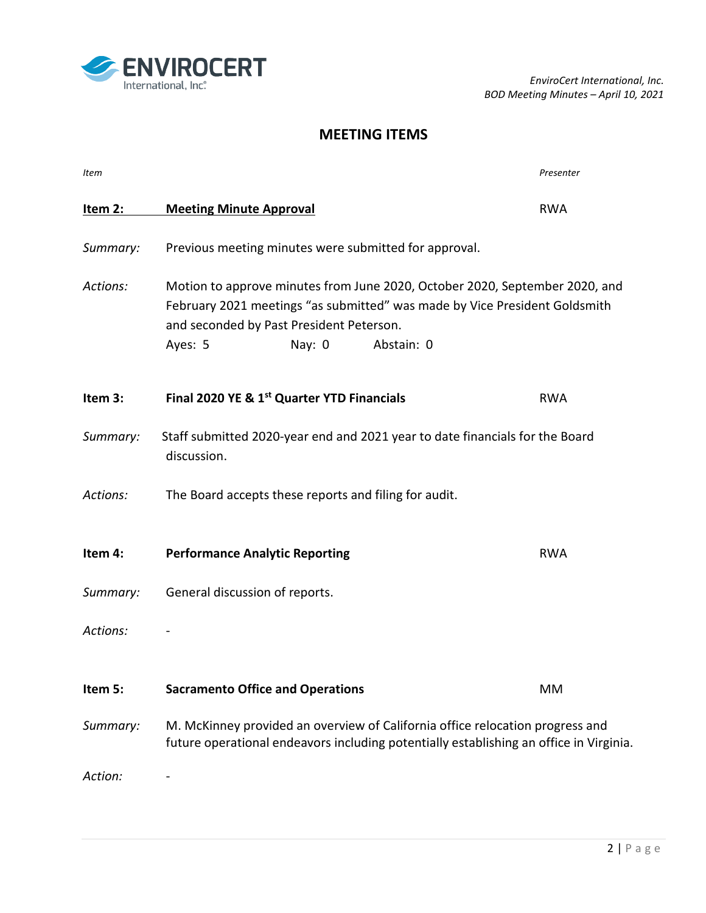## MEETING ITEMS

*Item* | *Presenter*

**Item 2: Meeting Minute Approval** — RWA

*Summary:* Previous meeting minutes were submitted for approval.

*Actions:* Motion to approve minutes from June 2020, October 2020, September 2020, and February 2021 meetings "as submitted" was made by Vice President Goldsmith and seconded by Past President Peterson.

Ayes: 5 Nay: 0 Abstain: 0

**Item 3: Final 2020 YE & 1st Quarter YTD Financials** — RWA

*Summary:* Staff submitted 2020-year end and 2021 year to date financials for the Board discussion.

*Actions:* The Board accepts these reports and filing for audit.

**Item 4: Performance Analytic Reporting** — RWA

*Summary:* General discussion of reports.

*Actions:* -

**Item 5: Sacramento Office and Operations** — MM

*Summary:* M. McKinney provided an overview of California office relocation progress and future operational endeavors including potentially establishing an office in Virginia.

*Action:* -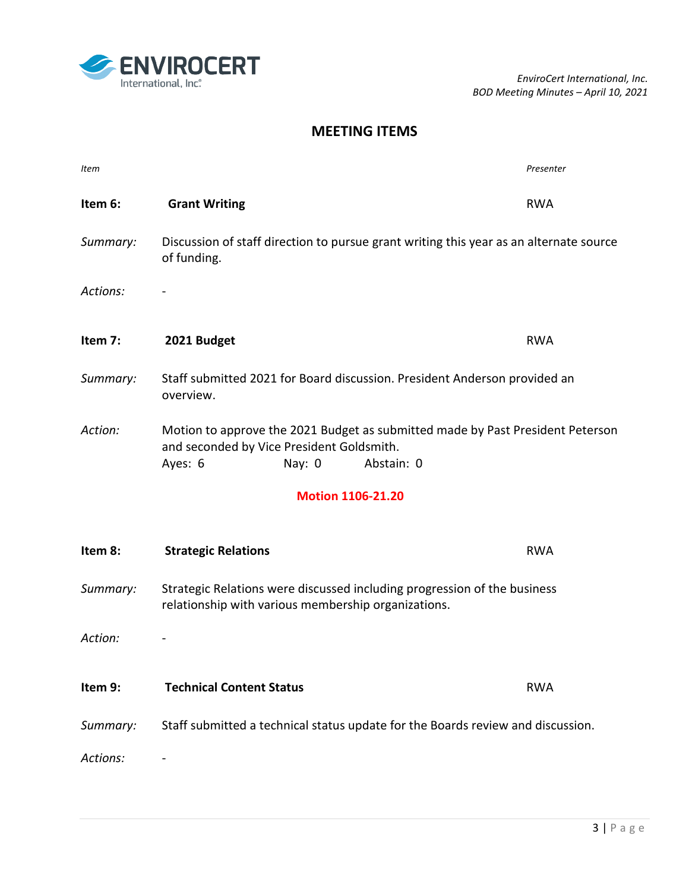## MEETING ITEMS

*Item* *Presenter*

**Item 6:** **Grant Writing** RWA

*Summary:* Discussion of staff direction to pursue grant writing this year as an alternate source of funding.

*Actions:* -

**Item 7:** **2021 Budget** RWA

*Summary:* Staff submitted 2021 for Board discussion. President Anderson provided an overview.

*Action:* Motion to approve the 2021 Budget as submitted made by Past President Peterson and seconded by Vice President Goldsmith.
Ayes: 6 Nay: 0 Abstain: 0

**Motion 1106-21.20**

**Item 8:** **Strategic Relations** RWA

*Summary:* Strategic Relations were discussed including progression of the business relationship with various membership organizations.

*Action:* -

**Item 9:** **Technical Content Status** RWA

*Summary:* Staff submitted a technical status update for the Boards review and discussion.

*Actions:* -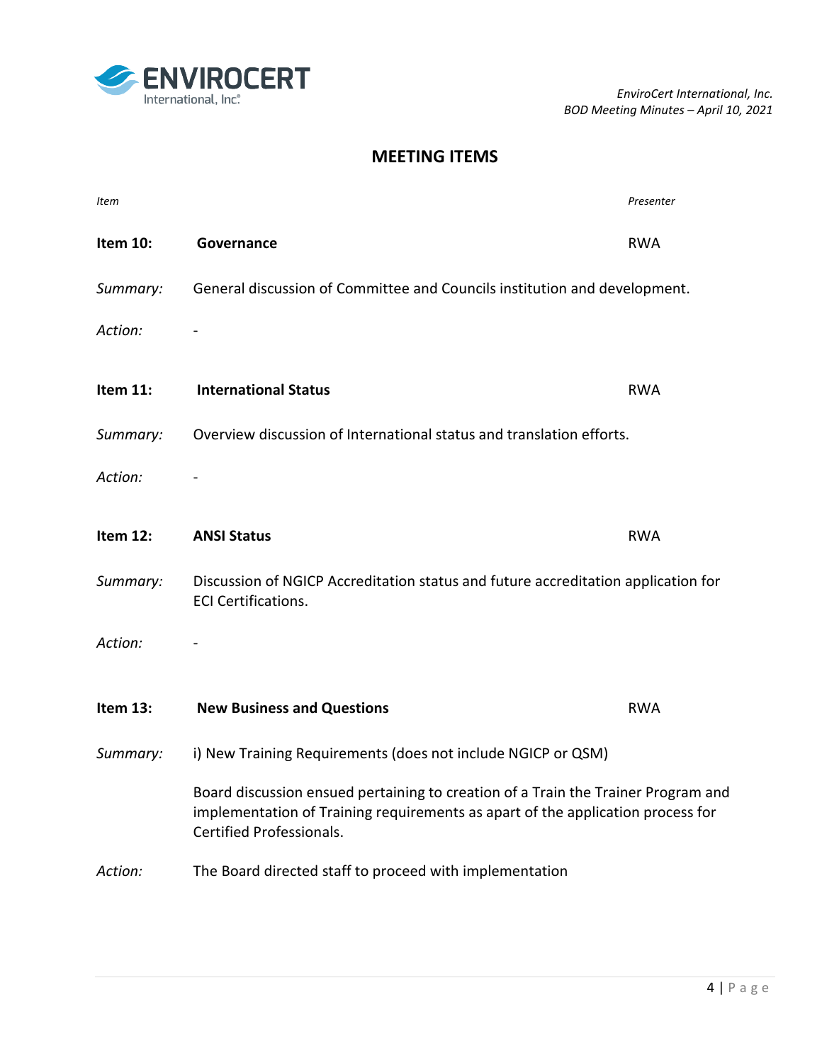## MEETING ITEMS

*Item* | *Presenter*

**Item 10: Governance** — RWA

*Summary:* General discussion of Committee and Councils institution and development.

*Action:* -

**Item 11: International Status** — RWA

*Summary:* Overview discussion of International status and translation efforts.

*Action:* -

**Item 12: ANSI Status** — RWA

*Summary:* Discussion of NGICP Accreditation status and future accreditation application for ECI Certifications.

*Action:* -

**Item 13: New Business and Questions** — RWA

*Summary:* i) New Training Requirements (does not include NGICP or QSM)

Board discussion ensued pertaining to creation of a Train the Trainer Program and implementation of Training requirements as apart of the application process for Certified Professionals.

*Action:* The Board directed staff to proceed with implementation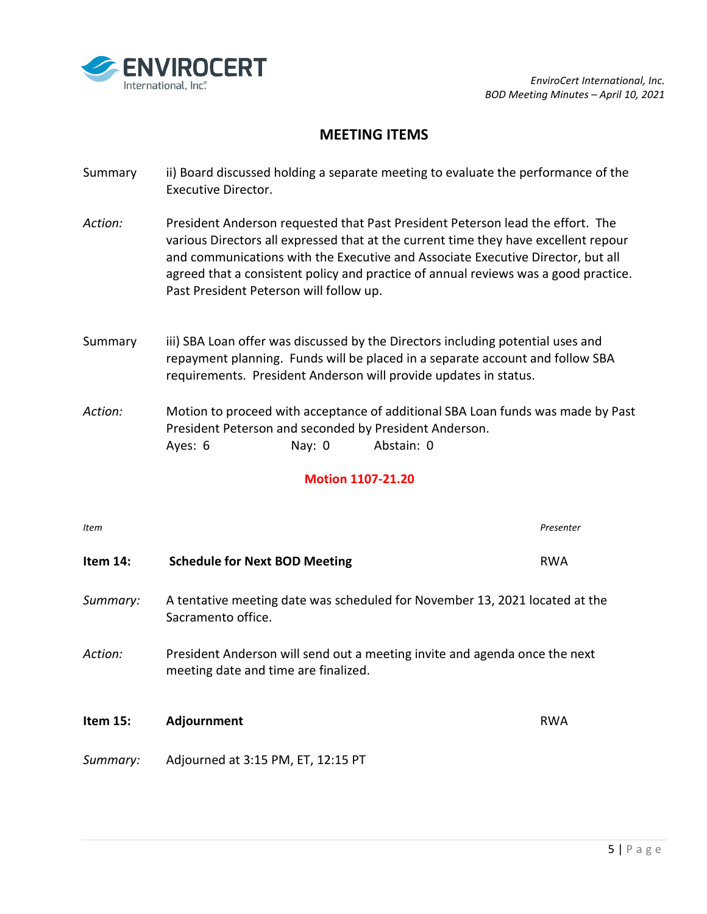## MEETING ITEMS

Summary ii) Board discussed holding a separate meeting to evaluate the performance of the Executive Director.

*Action:* President Anderson requested that Past President Peterson lead the effort. The various Directors all expressed that at the current time they have excellent repour and communications with the Executive and Associate Executive Director, but all agreed that a consistent policy and practice of annual reviews was a good practice. Past President Peterson will follow up.

Summary iii) SBA Loan offer was discussed by the Directors including potential uses and repayment planning. Funds will be placed in a separate account and follow SBA requirements. President Anderson will provide updates in status.

*Action:* Motion to proceed with acceptance of additional SBA Loan funds was made by Past President Peterson and seconded by President Anderson.
Ayes: 6 Nay: 0 Abstain: 0

**Motion 1107-21.20**

| *Item* | | *Presenter* |
|---|---|---|
| **Item 14:** | **Schedule for Next BOD Meeting** | RWA |

*Summary:* A tentative meeting date was scheduled for November 13, 2021 located at the Sacramento office.

*Action:* President Anderson will send out a meeting invite and agenda once the next meeting date and time are finalized.

| | | |
|---|---|---|
| **Item 15:** | **Adjournment** | RWA |

*Summary:* Adjourned at 3:15 PM, ET, 12:15 PT